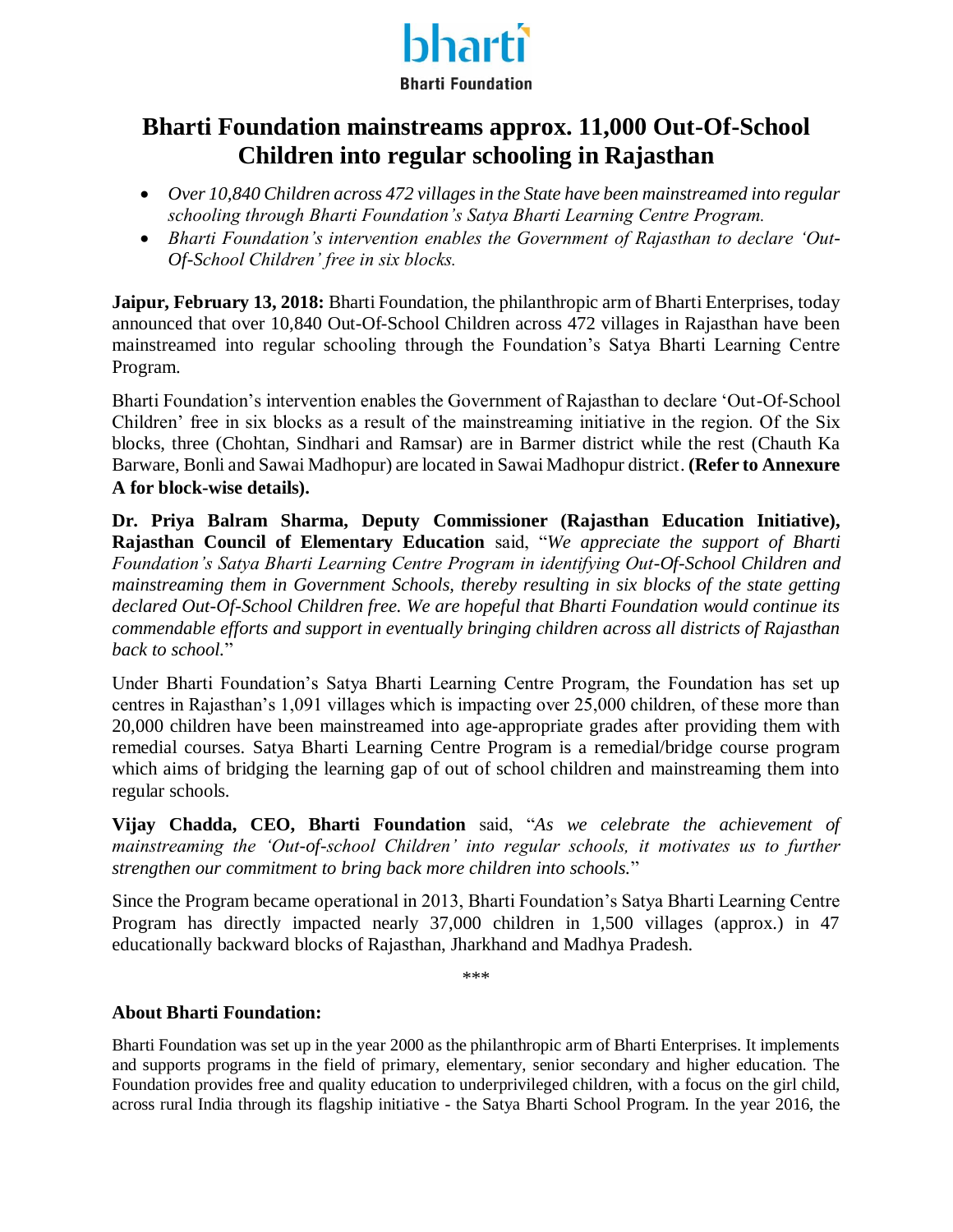bharti

**Bharti Foundation**

# Bharti Foundation mainstreams approx. 11,000 Out-Of-School Children into regular schooling in Rajasthan

- *Over 10,840 Children across 472 villages in the State have been mainstreamed into regular schooling through Bharti Foundation's Satya Bharti Learning Centre Program.*
- *Bharti Foundation's intervention enables the Government of Rajasthan to declare 'Out-Of-School Children' free in six blocks.*

**Jaipur, February 13, 2018:** Bharti Foundation, the philanthropic arm of Bharti Enterprises, today announced that over 10,840 Out-Of-School Children across 472 villages in Rajasthan have been mainstreamed into regular schooling through the Foundation's Satya Bharti Learning Centre Program.

Bharti Foundation's intervention enables the Government of Rajasthan to declare 'Out-Of-School Children' free in six blocks as a result of the mainstreaming initiative in the region. Of the Six blocks, three (Chohtan, Sindhari and Ramsar) are in Barmer district while the rest (Chauth Ka Barware, Bonli and Sawai Madhopur) are located in Sawai Madhopur district. **(Refer to Annexure A for block-wise details).**

**Dr. Priya Balram Sharma, Deputy Commissioner (Rajasthan Education Initiative), Rajasthan Council of Elementary Education** said, "*We appreciate the support of Bharti Foundation's Satya Bharti Learning Centre Program in identifying Out-Of-School Children and mainstreaming them in Government Schools, thereby resulting in six blocks of the state getting declared Out-Of-School Children free. We are hopeful that Bharti Foundation would continue its commendable efforts and support in eventually bringing children across all districts of Rajasthan back to school.*"

Under Bharti Foundation's Satya Bharti Learning Centre Program, the Foundation has set up centres in Rajasthan's 1,091 villages which is impacting over 25,000 children, of these more than 20,000 children have been mainstreamed into age-appropriate grades after providing them with remedial courses. Satya Bharti Learning Centre Program is a remedial/bridge course program which aims of bridging the learning gap of out of school children and mainstreaming them into regular schools.

**Vijay Chadda, CEO, Bharti Foundation** said, "*As we celebrate the achievement of mainstreaming the 'Out-of-school Children' into regular schools, it motivates us to further strengthen our commitment to bring back more children into schools.*"

Since the Program became operational in 2013, Bharti Foundation's Satya Bharti Learning Centre Program has directly impacted nearly 37,000 children in 1,500 villages (approx.) in 47 educationally backward blocks of Rajasthan, Jharkhand and Madhya Pradesh.

\*\*\*

**About Bharti Foundation:**

Bharti Foundation was set up in the year 2000 as the philanthropic arm of Bharti Enterprises. It implements and supports programs in the field of primary, elementary, senior secondary and higher education. The Foundation provides free and quality education to underprivileged children, with a focus on the girl child, across rural India through its flagship initiative - the Satya Bharti School Program. In the year 2016, the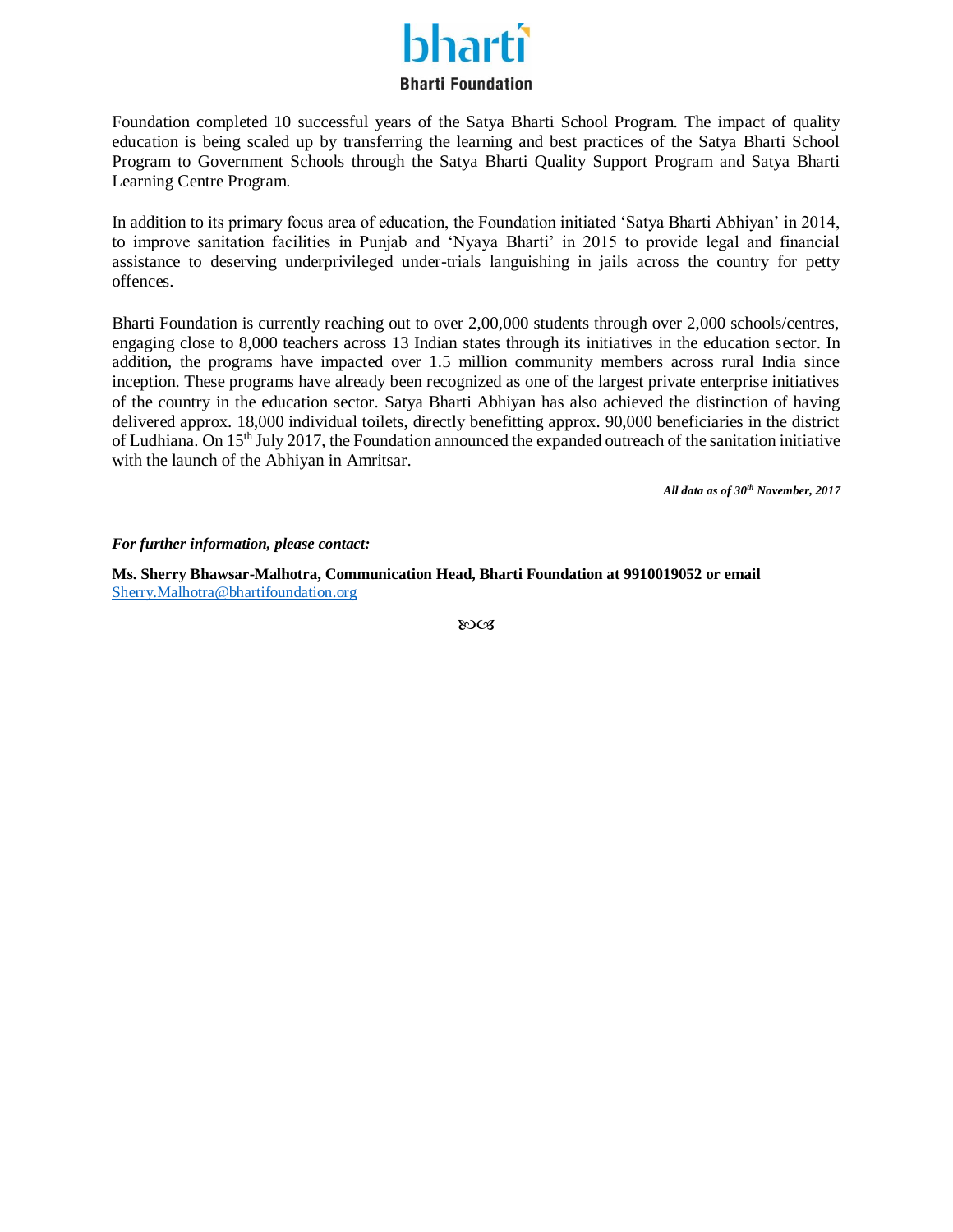Foundation completed 10 successful years of the Satya Bharti School Program. The impact of quality education is being scaled up by transferring the learning and best practices of the Satya Bharti School Program to Government Schools through the Satya Bharti Quality Support Program and Satya Bharti Learning Centre Program.

In addition to its primary focus area of education, the Foundation initiated 'Satya Bharti Abhiyan' in 2014, to improve sanitation facilities in Punjab and 'Nyaya Bharti' in 2015 to provide legal and financial assistance to deserving underprivileged under-trials languishing in jails across the country for petty offences.

Bharti Foundation is currently reaching out to over 2,00,000 students through over 2,000 schools/centres, engaging close to 8,000 teachers across 13 Indian states through its initiatives in the education sector. In addition, the programs have impacted over 1.5 million community members across rural India since inception. These programs have already been recognized as one of the largest private enterprise initiatives of the country in the education sector. Satya Bharti Abhiyan has also achieved the distinction of having delivered approx. 18,000 individual toilets, directly benefitting approx. 90,000 beneficiaries in the district of Ludhiana. On 15th July 2017, the Foundation announced the expanded outreach of the sanitation initiative with the launch of the Abhiyan in Amritsar.

***All data as of 30th November, 2017***

***For further information, please contact:***

**Ms. Sherry Bhawsar-Malhotra, Communication Head, Bharti Foundation at 9910019052 or email** Sherry.Malhotra@bhartifoundation.org

*ഌ*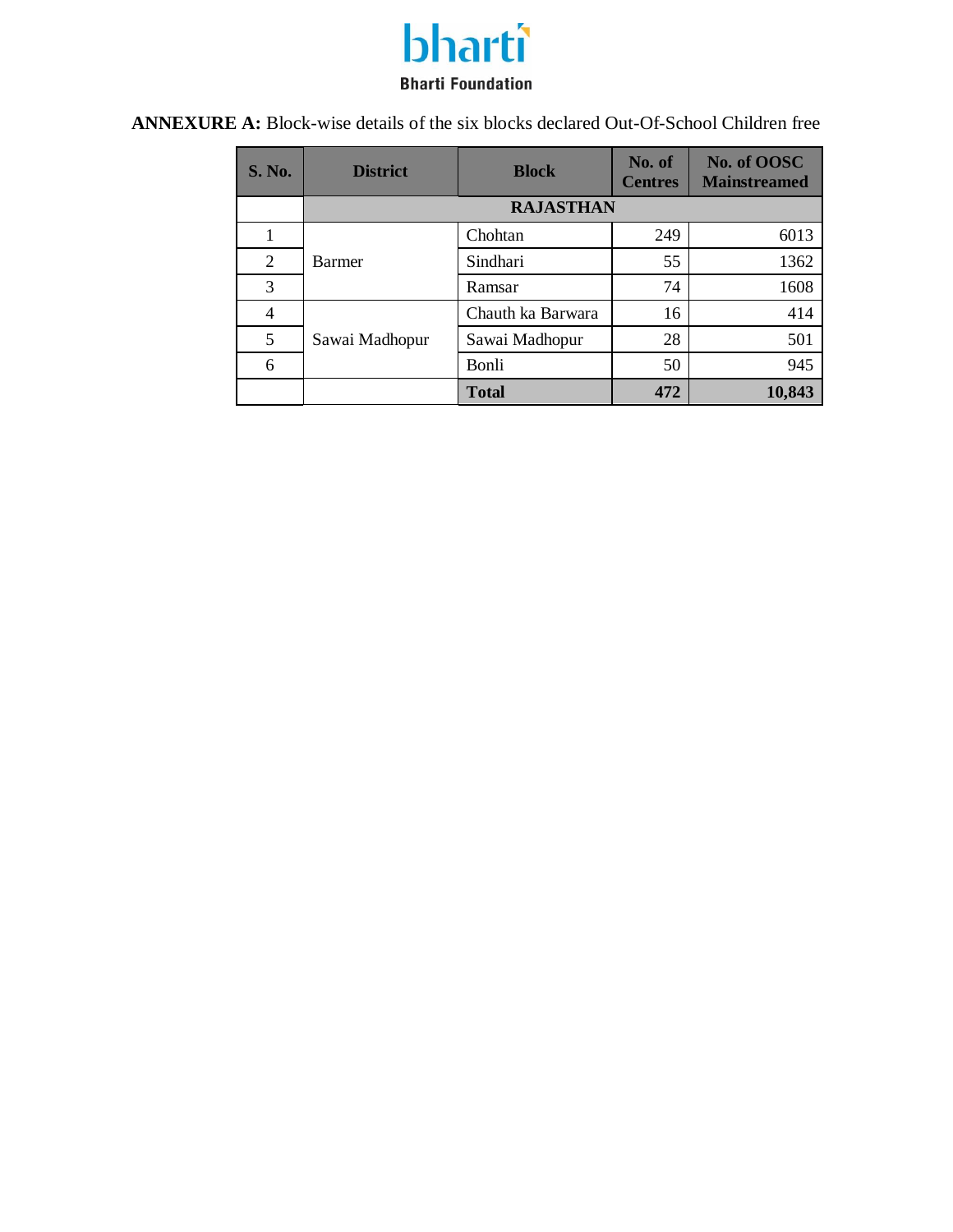**ANNEXURE A:** Block-wise details of the six blocks declared Out-Of-School Children free

| S. No. | District | Block | No. of Centres | No. of OOSC Mainstreamed |
|---|---|---|---|---|
| | **RAJASTHAN** | | | |
| 1 | Barmer | Chohtan | 249 | 6013 |
| 2 | | Sindhari | 55 | 1362 |
| 3 | | Ramsar | 74 | 1608 |
| 4 | Sawai Madhopur | Chauth ka Barwara | 16 | 414 |
| 5 | | Sawai Madhopur | 28 | 501 |
| 6 | | Bonli | 50 | 945 |
| | | **Total** | **472** | **10,843** |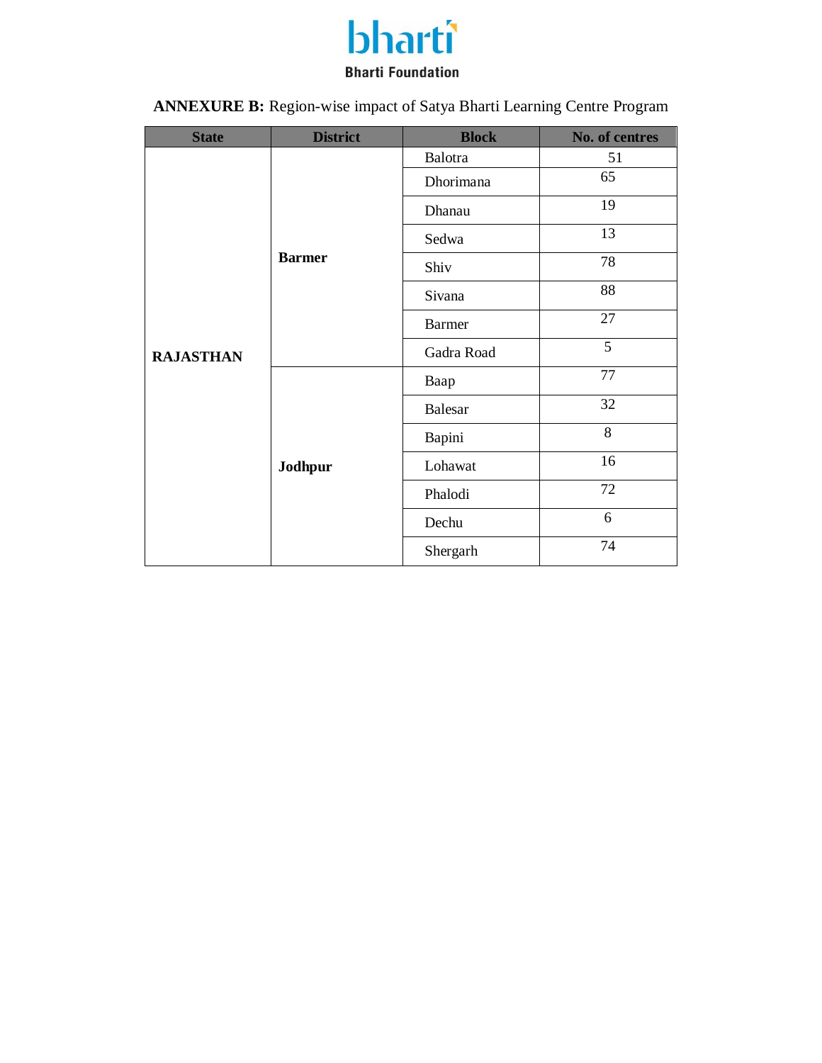**ANNEXURE B:** Region-wise impact of Satya Bharti Learning Centre Program

| State | District | Block | No. of centres |
|---|---|---|---|
| RAJASTHAN | Barmer | Balotra | 51 |
| | | Dhorimana | 65 |
| | | Dhanau | 19 |
| | | Sedwa | 13 |
| | | Shiv | 78 |
| | | Sivana | 88 |
| | | Barmer | 27 |
| | | Gadra Road | 5 |
| | Jodhpur | Baap | 77 |
| | | Balesar | 32 |
| | | Bapini | 8 |
| | | Lohawat | 16 |
| | | Phalodi | 72 |
| | | Dechu | 6 |
| | | Shergarh | 74 |